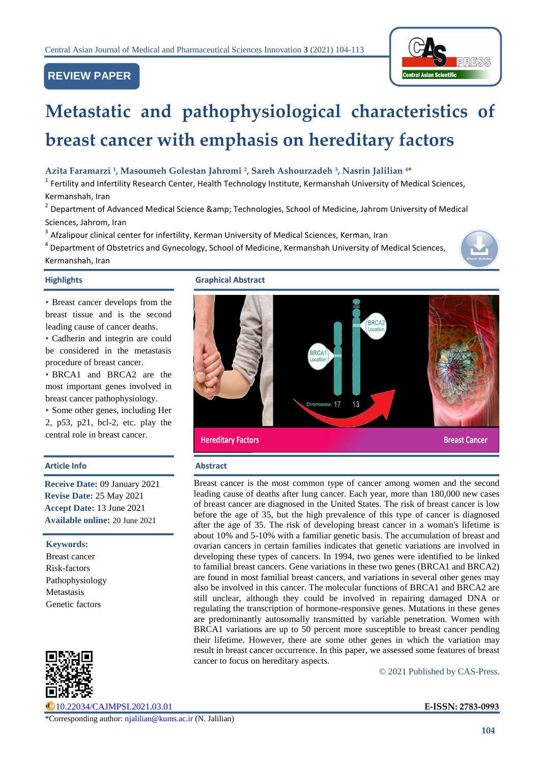REVIEW PAPER

# Metastatic and pathophysiological characteristics of breast cancer with emphasis on hereditary factors

**Azita Faramarzi [1], Masoumeh Golestan Jahromi [2], Sareh Ashourzadeh [3], Nasrin Jalilian [4*]**

[1] Fertility and Infertility Research Center, Health Technology Institute, Kermanshah University of Medical Sciences, Kermanshah, Iran

[2] Department of Advanced Medical Science &amp; Technologies, School of Medicine, Jahrom University of Medical Sciences, Jahrom, Iran

[3] Afzalipour clinical center for infertility, Kerman University of Medical Sciences, Kerman, Iran

[4] Department of Obstetrics and Gynecology, School of Medicine, Kermanshah University of Medical Sciences, Kermanshah, Iran

## Highlights

- Breast cancer develops from the breast tissue and is the second leading cause of cancer deaths.
- Cadherin and integrin are could be considered in the metastasis procedure of breast cancer.
- BRCA1 and BRCA2 are the most important genes involved in breast cancer pathophysiology.
- Some other genes, including Her 2, p53, p21, bcl-2, etc. play the central role in breast cancer.

## Graphical Abstract

## Article Info

**Receive Date:** 09 January 2021
**Revise Date:** 25 May 2021
**Accept Date:** 13 June 2021
**Available online:** 20 June 2021

**Keywords:**
Breast cancer
Risk-factors
Pathophysiology
Metastasis
Genetic factors

## Abstract

Breast cancer is the most common type of cancer among women and the second leading cause of deaths after lung cancer. Each year, more than 180,000 new cases of breast cancer are diagnosed in the United States. The risk of breast cancer is low before the age of 35, but the high prevalence of this type of cancer is diagnosed after the age of 35. The risk of developing breast cancer in a woman's lifetime is about 10% and 5-10% with a familiar genetic basis. The accumulation of breast and ovarian cancers in certain families indicates that genetic variations are involved in developing these types of cancers. In 1994, two genes were identified to be linked to familial breast cancers. Gene variations in these two genes (BRCA1 and BRCA2) are found in most familial breast cancers, and variations in several other genes may also be involved in this cancer. The molecular functions of BRCA1 and BRCA2 are still unclear, although they could be involved in repairing damaged DNA or regulating the transcription of hormone-responsive genes. Mutations in these genes are predominantly autosomally transmitted by variable penetration. Women with BRCA1 variations are up to 50 percent more susceptible to breast cancer pending their lifetime. However, there are some other genes in which the variation may result in breast cancer occurrence. In this paper, we assessed some features of breast cancer to focus on hereditary aspects.

© 2021 Published by CAS-Press.

10.22034/CAJMPSI.2021.03.01

**E-ISSN: 2783-0993**

*Corresponding author: njalilian@kums.ac.ir (N. Jalilian)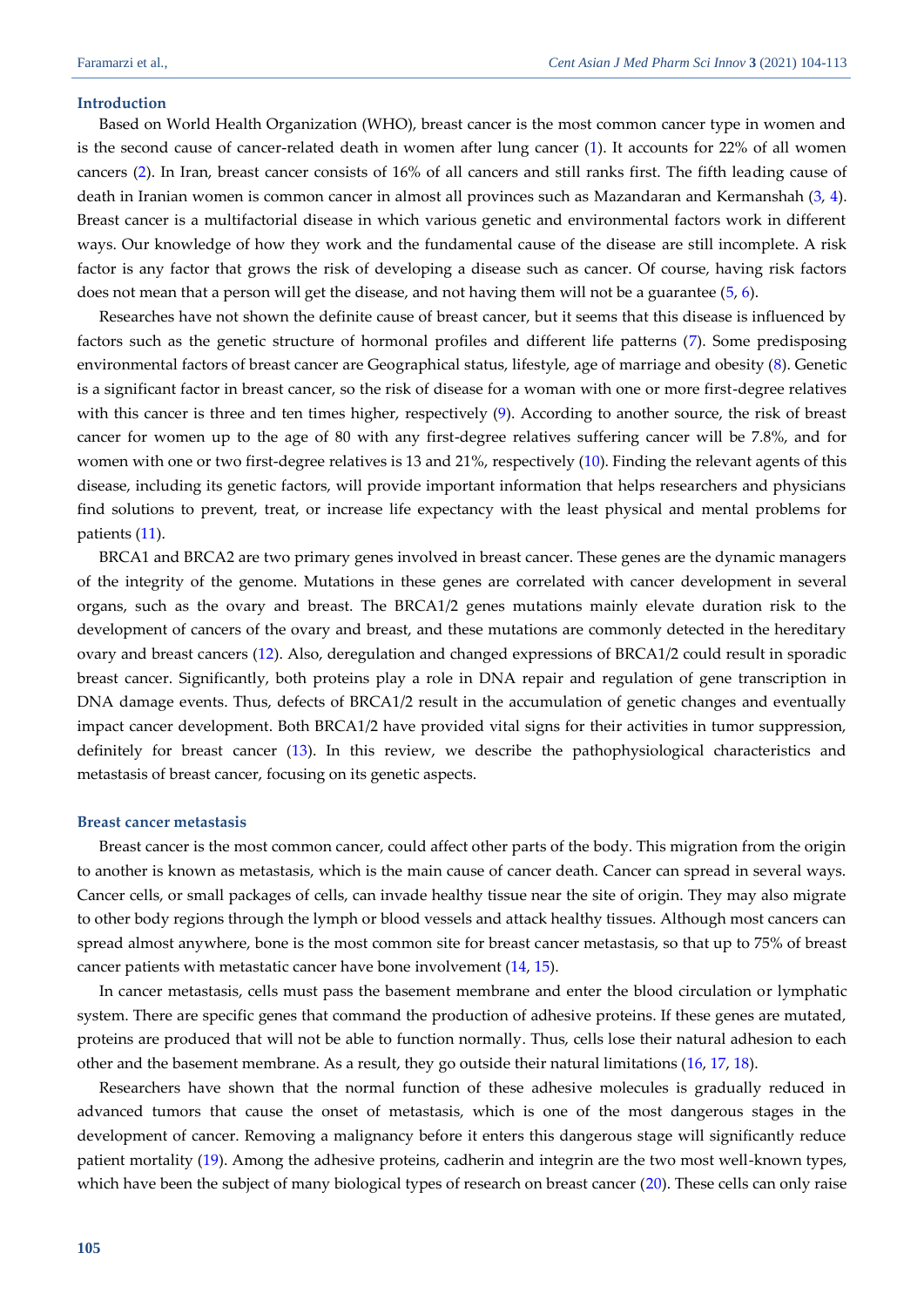## Introduction

Based on World Health Organization (WHO), breast cancer is the most common cancer type in women and is the second cause of cancer-related death in women after lung cancer (1). It accounts for 22% of all women cancers (2). In Iran, breast cancer consists of 16% of all cancers and still ranks first. The fifth leading cause of death in Iranian women is common cancer in almost all provinces such as Mazandaran and Kermanshah (3, 4). Breast cancer is a multifactorial disease in which various genetic and environmental factors work in different ways. Our knowledge of how they work and the fundamental cause of the disease are still incomplete. A risk factor is any factor that grows the risk of developing a disease such as cancer. Of course, having risk factors does not mean that a person will get the disease, and not having them will not be a guarantee (5, 6).

Researches have not shown the definite cause of breast cancer, but it seems that this disease is influenced by factors such as the genetic structure of hormonal profiles and different life patterns (7). Some predisposing environmental factors of breast cancer are Geographical status, lifestyle, age of marriage and obesity (8). Genetic is a significant factor in breast cancer, so the risk of disease for a woman with one or more first-degree relatives with this cancer is three and ten times higher, respectively (9). According to another source, the risk of breast cancer for women up to the age of 80 with any first-degree relatives suffering cancer will be 7.8%, and for women with one or two first-degree relatives is 13 and 21%, respectively (10). Finding the relevant agents of this disease, including its genetic factors, will provide important information that helps researchers and physicians find solutions to prevent, treat, or increase life expectancy with the least physical and mental problems for patients (11).

BRCA1 and BRCA2 are two primary genes involved in breast cancer. These genes are the dynamic managers of the integrity of the genome. Mutations in these genes are correlated with cancer development in several organs, such as the ovary and breast. The BRCA1/2 genes mutations mainly elevate duration risk to the development of cancers of the ovary and breast, and these mutations are commonly detected in the hereditary ovary and breast cancers (12). Also, deregulation and changed expressions of BRCA1/2 could result in sporadic breast cancer. Significantly, both proteins play a role in DNA repair and regulation of gene transcription in DNA damage events. Thus, defects of BRCA1/2 result in the accumulation of genetic changes and eventually impact cancer development. Both BRCA1/2 have provided vital signs for their activities in tumor suppression, definitely for breast cancer (13). In this review, we describe the pathophysiological characteristics and metastasis of breast cancer, focusing on its genetic aspects.

## Breast cancer metastasis

Breast cancer is the most common cancer, could affect other parts of the body. This migration from the origin to another is known as metastasis, which is the main cause of cancer death. Cancer can spread in several ways. Cancer cells, or small packages of cells, can invade healthy tissue near the site of origin. They may also migrate to other body regions through the lymph or blood vessels and attack healthy tissues. Although most cancers can spread almost anywhere, bone is the most common site for breast cancer metastasis, so that up to 75% of breast cancer patients with metastatic cancer have bone involvement (14, 15).

In cancer metastasis, cells must pass the basement membrane and enter the blood circulation or lymphatic system. There are specific genes that command the production of adhesive proteins. If these genes are mutated, proteins are produced that will not be able to function normally. Thus, cells lose their natural adhesion to each other and the basement membrane. As a result, they go outside their natural limitations (16, 17, 18).

Researchers have shown that the normal function of these adhesive molecules is gradually reduced in advanced tumors that cause the onset of metastasis, which is one of the most dangerous stages in the development of cancer. Removing a malignancy before it enters this dangerous stage will significantly reduce patient mortality (19). Among the adhesive proteins, cadherin and integrin are the two most well-known types, which have been the subject of many biological types of research on breast cancer (20). These cells can only raise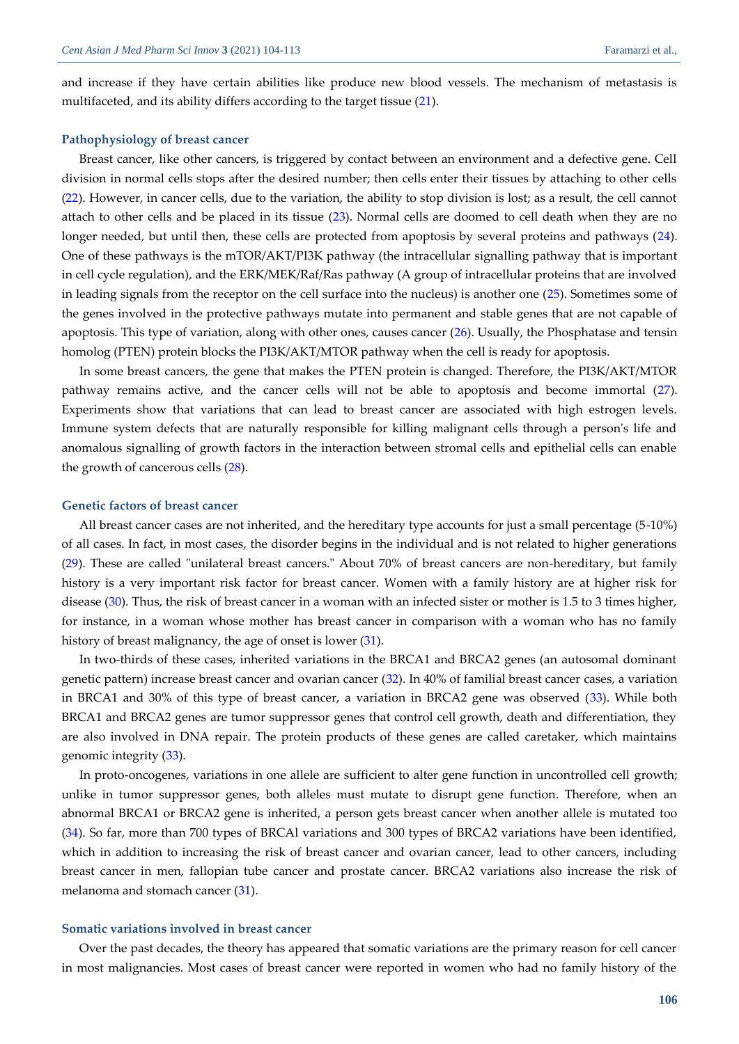and increase if they have certain abilities like produce new blood vessels. The mechanism of metastasis is multifaceted, and its ability differs according to the target tissue (21).

### Pathophysiology of breast cancer

Breast cancer, like other cancers, is triggered by contact between an environment and a defective gene. Cell division in normal cells stops after the desired number; then cells enter their tissues by attaching to other cells (22). However, in cancer cells, due to the variation, the ability to stop division is lost; as a result, the cell cannot attach to other cells and be placed in its tissue (23). Normal cells are doomed to cell death when they are no longer needed, but until then, these cells are protected from apoptosis by several proteins and pathways (24). One of these pathways is the mTOR/AKT/PI3K pathway (the intracellular signalling pathway that is important in cell cycle regulation), and the ERK/MEK/Raf/Ras pathway (A group of intracellular proteins that are involved in leading signals from the receptor on the cell surface into the nucleus) is another one (25). Sometimes some of the genes involved in the protective pathways mutate into permanent and stable genes that are not capable of apoptosis. This type of variation, along with other ones, causes cancer (26). Usually, the Phosphatase and tensin homolog (PTEN) protein blocks the PI3K/AKT/MTOR pathway when the cell is ready for apoptosis.

In some breast cancers, the gene that makes the PTEN protein is changed. Therefore, the PI3K/AKT/MTOR pathway remains active, and the cancer cells will not be able to apoptosis and become immortal (27). Experiments show that variations that can lead to breast cancer are associated with high estrogen levels. Immune system defects that are naturally responsible for killing malignant cells through a person's life and anomalous signalling of growth factors in the interaction between stromal cells and epithelial cells can enable the growth of cancerous cells (28).

### Genetic factors of breast cancer

All breast cancer cases are not inherited, and the hereditary type accounts for just a small percentage (5-10%) of all cases. In fact, in most cases, the disorder begins in the individual and is not related to higher generations (29). These are called "unilateral breast cancers." About 70% of breast cancers are non-hereditary, but family history is a very important risk factor for breast cancer. Women with a family history are at higher risk for disease (30). Thus, the risk of breast cancer in a woman with an infected sister or mother is 1.5 to 3 times higher, for instance, in a woman whose mother has breast cancer in comparison with a woman who has no family history of breast malignancy, the age of onset is lower (31).

In two-thirds of these cases, inherited variations in the BRCA1 and BRCA2 genes (an autosomal dominant genetic pattern) increase breast cancer and ovarian cancer (32). In 40% of familial breast cancer cases, a variation in BRCA1 and 30% of this type of breast cancer, a variation in BRCA2 gene was observed (33). While both BRCA1 and BRCA2 genes are tumor suppressor genes that control cell growth, death and differentiation, they are also involved in DNA repair. The protein products of these genes are called caretaker, which maintains genomic integrity (33).

In proto-oncogenes, variations in one allele are sufficient to alter gene function in uncontrolled cell growth; unlike in tumor suppressor genes, both alleles must mutate to disrupt gene function. Therefore, when an abnormal BRCA1 or BRCA2 gene is inherited, a person gets breast cancer when another allele is mutated too (34). So far, more than 700 types of BRCAl variations and 300 types of BRCA2 variations have been identified, which in addition to increasing the risk of breast cancer and ovarian cancer, lead to other cancers, including breast cancer in men, fallopian tube cancer and prostate cancer. BRCA2 variations also increase the risk of melanoma and stomach cancer (31).

### Somatic variations involved in breast cancer

Over the past decades, the theory has appeared that somatic variations are the primary reason for cell cancer in most malignancies. Most cases of breast cancer were reported in women who had no family history of the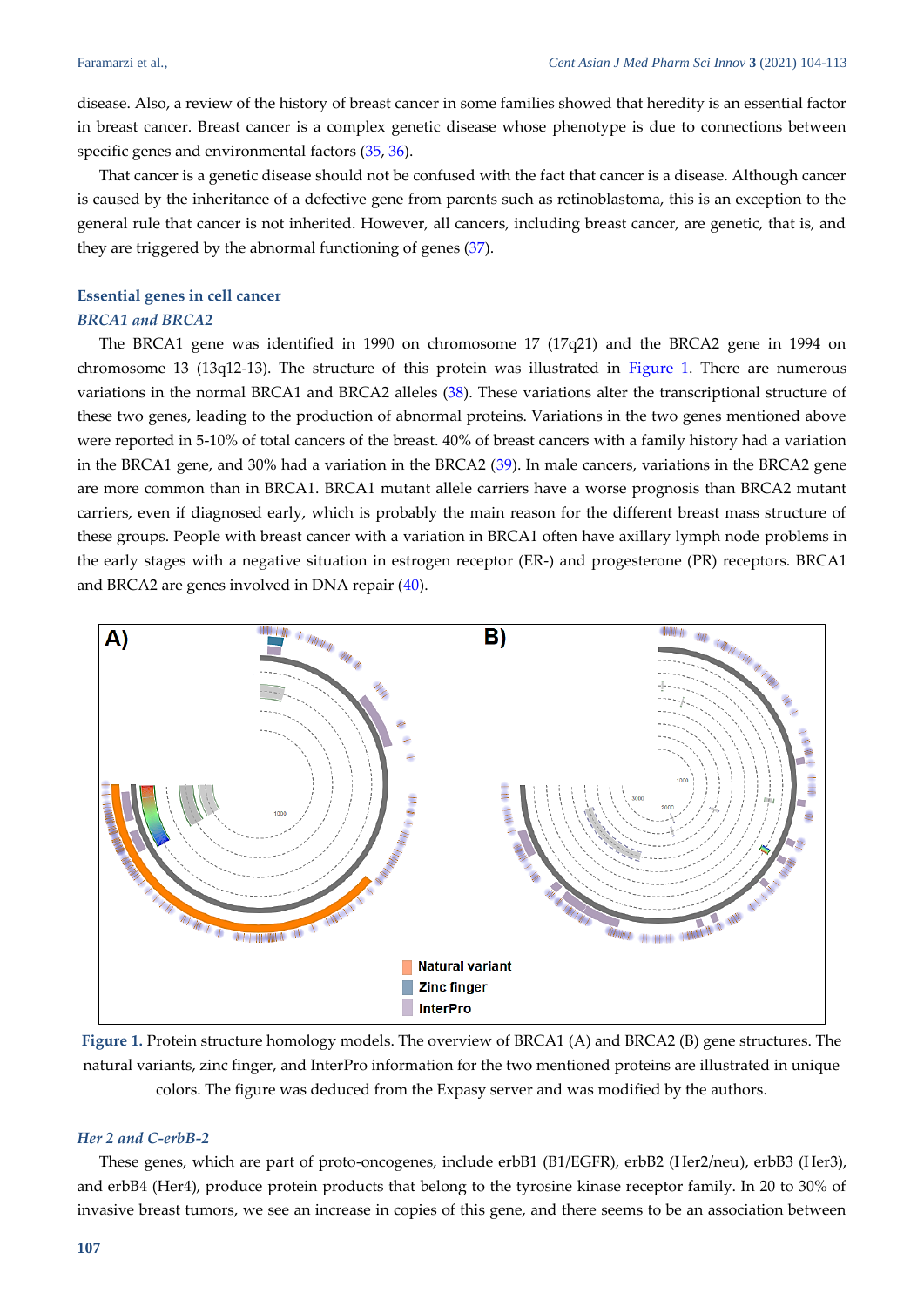disease. Also, a review of the history of breast cancer in some families showed that heredity is an essential factor in breast cancer. Breast cancer is a complex genetic disease whose phenotype is due to connections between specific genes and environmental factors (35, 36).

That cancer is a genetic disease should not be confused with the fact that cancer is a disease. Although cancer is caused by the inheritance of a defective gene from parents such as retinoblastoma, this is an exception to the general rule that cancer is not inherited. However, all cancers, including breast cancer, are genetic, that is, and they are triggered by the abnormal functioning of genes (37).

## Essential genes in cell cancer

### *BRCA1 and BRCA2*

The BRCA1 gene was identified in 1990 on chromosome 17 (17q21) and the BRCA2 gene in 1994 on chromosome 13 (13q12-13). The structure of this protein was illustrated in Figure 1. There are numerous variations in the normal BRCA1 and BRCA2 alleles (38). These variations alter the transcriptional structure of these two genes, leading to the production of abnormal proteins. Variations in the two genes mentioned above were reported in 5-10% of total cancers of the breast. 40% of breast cancers with a family history had a variation in the BRCA1 gene, and 30% had a variation in the BRCA2 (39). In male cancers, variations in the BRCA2 gene are more common than in BRCA1. BRCA1 mutant allele carriers have a worse prognosis than BRCA2 mutant carriers, even if diagnosed early, which is probably the main reason for the different breast mass structure of these groups. People with breast cancer with a variation in BRCA1 often have axillary lymph node problems in the early stages with a negative situation in estrogen receptor (ER-) and progesterone (PR) receptors. BRCA1 and BRCA2 are genes involved in DNA repair (40).

**Figure 1.** Protein structure homology models. The overview of BRCA1 (A) and BRCA2 (B) gene structures. The natural variants, zinc finger, and InterPro information for the two mentioned proteins are illustrated in unique colors. The figure was deduced from the Expasy server and was modified by the authors.

### *Her 2 and C-erbB-2*

These genes, which are part of proto-oncogenes, include erbB1 (B1/EGFR), erbB2 (Her2/neu), erbB3 (Her3), and erbB4 (Her4), produce protein products that belong to the tyrosine kinase receptor family. In 20 to 30% of invasive breast tumors, we see an increase in copies of this gene, and there seems to be an association between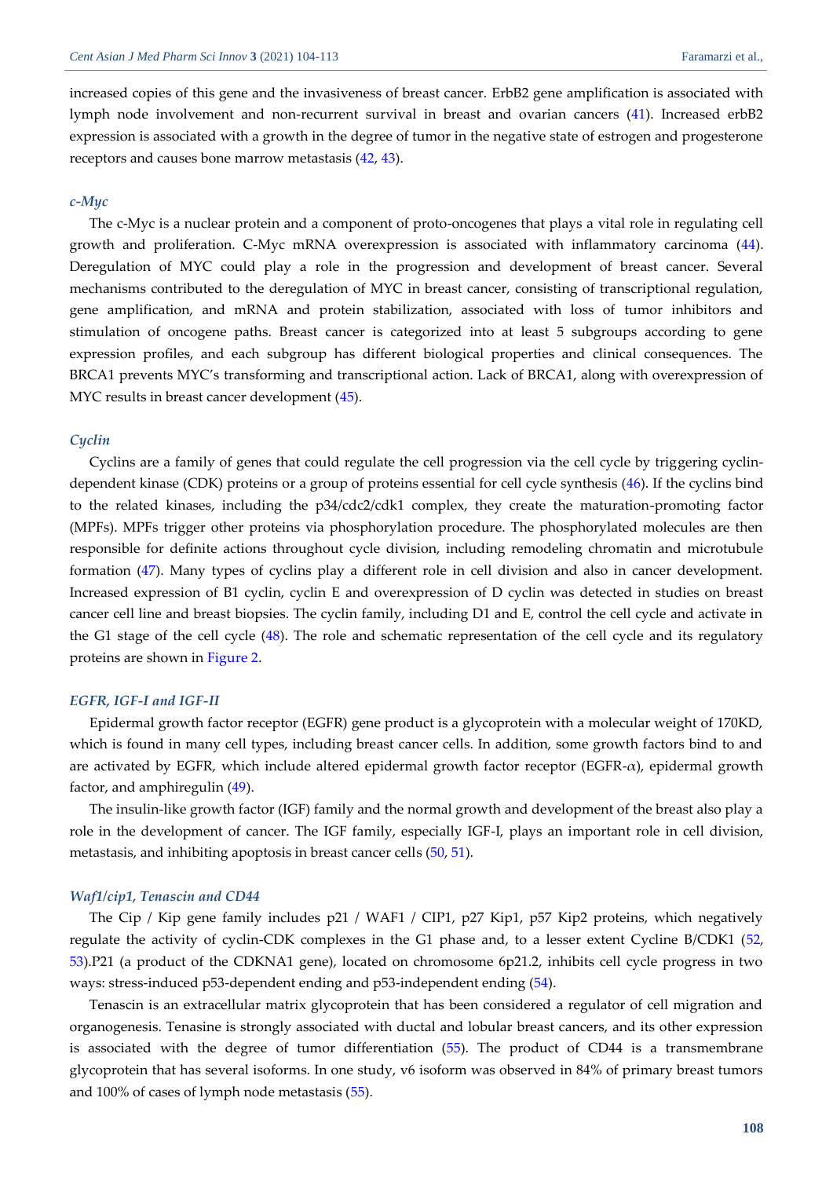increased copies of this gene and the invasiveness of breast cancer. ErbB2 gene amplification is associated with lymph node involvement and non-recurrent survival in breast and ovarian cancers (41). Increased erbB2 expression is associated with a growth in the degree of tumor in the negative state of estrogen and progesterone receptors and causes bone marrow metastasis (42, 43).

### *c-Myc*

The c-Myc is a nuclear protein and a component of proto-oncogenes that plays a vital role in regulating cell growth and proliferation. C-Myc mRNA overexpression is associated with inflammatory carcinoma (44). Deregulation of MYC could play a role in the progression and development of breast cancer. Several mechanisms contributed to the deregulation of MYC in breast cancer, consisting of transcriptional regulation, gene amplification, and mRNA and protein stabilization, associated with loss of tumor inhibitors and stimulation of oncogene paths. Breast cancer is categorized into at least 5 subgroups according to gene expression profiles, and each subgroup has different biological properties and clinical consequences. The BRCA1 prevents MYC's transforming and transcriptional action. Lack of BRCA1, along with overexpression of MYC results in breast cancer development (45).

### *Cyclin*

Cyclins are a family of genes that could regulate the cell progression via the cell cycle by triggering cyclin-dependent kinase (CDK) proteins or a group of proteins essential for cell cycle synthesis (46). If the cyclins bind to the related kinases, including the p34/cdc2/cdk1 complex, they create the maturation-promoting factor (MPFs). MPFs trigger other proteins via phosphorylation procedure. The phosphorylated molecules are then responsible for definite actions throughout cycle division, including remodeling chromatin and microtubule formation (47). Many types of cyclins play a different role in cell division and also in cancer development. Increased expression of B1 cyclin, cyclin E and overexpression of D cyclin was detected in studies on breast cancer cell line and breast biopsies. The cyclin family, including D1 and E, control the cell cycle and activate in the G1 stage of the cell cycle (48). The role and schematic representation of the cell cycle and its regulatory proteins are shown in Figure 2.

### *EGFR, IGF-I and IGF-II*

Epidermal growth factor receptor (EGFR) gene product is a glycoprotein with a molecular weight of 170KD, which is found in many cell types, including breast cancer cells. In addition, some growth factors bind to and are activated by EGFR, which include altered epidermal growth factor receptor (EGFR-$\alpha$), epidermal growth factor, and amphiregulin (49).

The insulin-like growth factor (IGF) family and the normal growth and development of the breast also play a role in the development of cancer. The IGF family, especially IGF-I, plays an important role in cell division, metastasis, and inhibiting apoptosis in breast cancer cells (50, 51).

### *Waf1/cip1, Tenascin and CD44*

The Cip / Kip gene family includes p21 / WAF1 / CIP1, p27 Kip1, p57 Kip2 proteins, which negatively regulate the activity of cyclin-CDK complexes in the G1 phase and, to a lesser extent Cyclne B/CDK1 (52, 53).P21 (a product of the CDKNA1 gene), located on chromosome 6p21.2, inhibits cell cycle progress in two ways: stress-induced p53-dependent ending and p53-independent ending (54).

Tenascin is an extracellular matrix glycoprotein that has been considered a regulator of cell migration and organogenesis. Tenasine is strongly associated with ductal and lobular breast cancers, and its other expression is associated with the degree of tumor differentiation (55). The product of CD44 is a transmembrane glycoprotein that has several isoforms. In one study, v6 isoform was observed in 84% of primary breast tumors and 100% of cases of lymph node metastasis (55).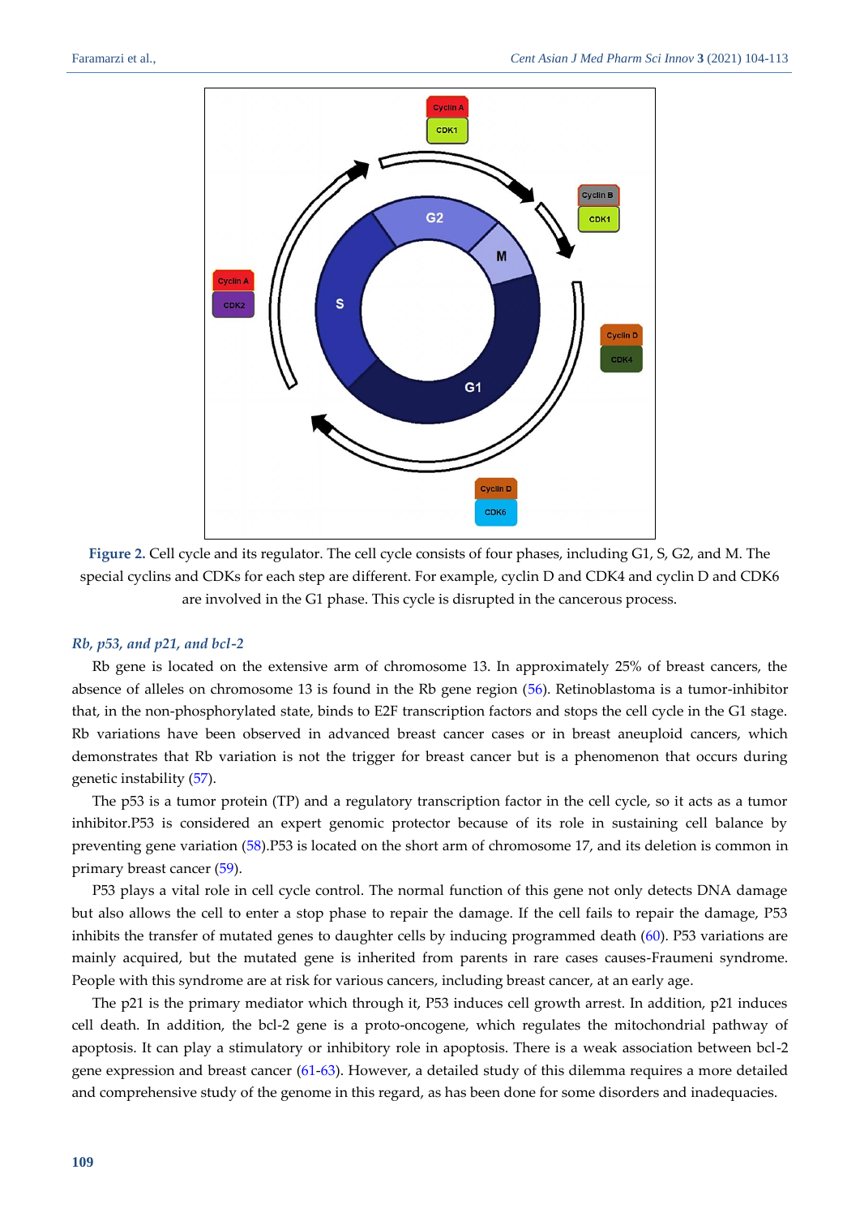**Figure 2.** Cell cycle and its regulator. The cell cycle consists of four phases, including G1, S, G2, and M. The special cyclins and CDKs for each step are different. For example, cyclin D and CDK4 and cyclin D and CDK6 are involved in the G1 phase. This cycle is disrupted in the cancerous process.

### *Rb, p53, and p21, and bcl-2*

Rb gene is located on the extensive arm of chromosome 13. In approximately 25% of breast cancers, the absence of alleles on chromosome 13 is found in the Rb gene region (56). Retinoblastoma is a tumor-inhibitor that, in the non-phosphorylated state, binds to E2F transcription factors and stops the cell cycle in the G1 stage. Rb variations have been observed in advanced breast cancer cases or in breast aneuploid cancers, which demonstrates that Rb variation is not the trigger for breast cancer but is a phenomenon that occurs during genetic instability (57).

The p53 is a tumor protein (TP) and a regulatory transcription factor in the cell cycle, so it acts as a tumor inhibitor.P53 is considered an expert genomic protector because of its role in sustaining cell balance by preventing gene variation (58).P53 is located on the short arm of chromosome 17, and its deletion is common in primary breast cancer (59).

P53 plays a vital role in cell cycle control. The normal function of this gene not only detects DNA damage but also allows the cell to enter a stop phase to repair the damage. If the cell fails to repair the damage, P53 inhibits the transfer of mutated genes to daughter cells by inducing programmed death (60). P53 variations are mainly acquired, but the mutated gene is inherited from parents in rare cases causes-Fraumeni syndrome. People with this syndrome are at risk for various cancers, including breast cancer, at an early age.

The p21 is the primary mediator which through it, P53 induces cell growth arrest. In addition, p21 induces cell death. In addition, the bcl-2 gene is a proto-oncogene, which regulates the mitochondrial pathway of apoptosis. It can play a stimulatory or inhibitory role in apoptosis. There is a weak association between bcl-2 gene expression and breast cancer (61-63). However, a detailed study of this dilemma requires a more detailed and comprehensive study of the genome in this regard, as has been done for some disorders and inadequacies.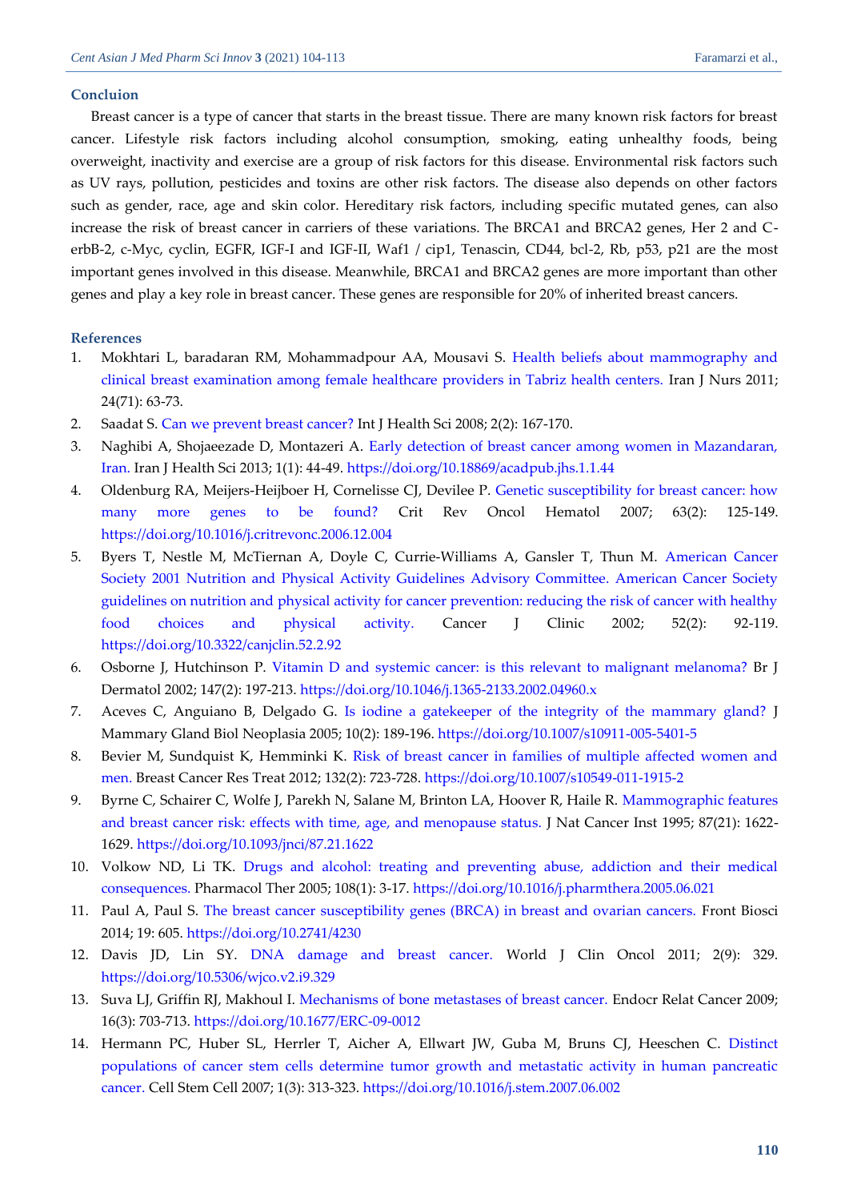### Conclusion

Breast cancer is a type of cancer that starts in the breast tissue. There are many known risk factors for breast cancer. Lifestyle risk factors including alcohol consumption, smoking, eating unhealthy foods, being overweight, inactivity and exercise are a group of risk factors for this disease. Environmental risk factors such as UV rays, pollution, pesticides and toxins are other risk factors. The disease also depends on other factors such as gender, race, age and skin color. Hereditary risk factors, including specific mutated genes, can also increase the risk of breast cancer in carriers of these variations. The BRCA1 and BRCA2 genes, Her 2 and C-erbB-2, c-Myc, cyclin, EGFR, IGF-I and IGF-II, Waf1 / cip1, Tenascin, CD44, bcl-2, Rb, p53, p21 are the most important genes involved in this disease. Meanwhile, BRCA1 and BRCA2 genes are more important than other genes and play a key role in breast cancer. These genes are responsible for 20% of inherited breast cancers.

### References

1. Mokhtari L, baradaran RM, Mohammadpour AA, Mousavi S. Health beliefs about mammography and clinical breast examination among female healthcare providers in Tabriz health centers. Iran J Nurs 2011; 24(71): 63-73.
2. Saadat S. Can we prevent breast cancer? Int J Health Sci 2008; 2(2): 167-170.
3. Naghibi A, Shojaeezade D, Montazeri A. Early detection of breast cancer among women in Mazandaran, Iran. Iran J Health Sci 2013; 1(1): 44-49. https://doi.org/10.18869/acadpub.jhs.1.1.44
4. Oldenburg RA, Meijers-Heijboer H, Cornelisse CJ, Devilee P. Genetic susceptibility for breast cancer: how many more genes to be found? Crit Rev Oncol Hematol 2007; 63(2): 125-149. https://doi.org/10.1016/j.critrevonc.2006.12.004
5. Byers T, Nestle M, McTiernan A, Doyle C, Currie-Williams A, Gansler T, Thun M. American Cancer Society 2001 Nutrition and Physical Activity Guidelines Advisory Committee. American Cancer Society guidelines on nutrition and physical activity for cancer prevention: reducing the risk of cancer with healthy food choices and physical activity. Cancer J Clinic 2002; 52(2): 92-119. https://doi.org/10.3322/canjclin.52.2.92
6. Osborne J, Hutchinson P. Vitamin D and systemic cancer: is this relevant to malignant melanoma? Br J Dermatol 2002; 147(2): 197-213. https://doi.org/10.1046/j.1365-2133.2002.04960.x
7. Aceves C, Anguiano B, Delgado G. Is iodine a gatekeeper of the integrity of the mammary gland? J Mammary Gland Biol Neoplasia 2005; 10(2): 189-196. https://doi.org/10.1007/s10911-005-5401-5
8. Bevier M, Sundquist K, Hemminki K. Risk of breast cancer in families of multiple affected women and men. Breast Cancer Res Treat 2012; 132(2): 723-728. https://doi.org/10.1007/s10549-011-1915-2
9. Byrne C, Schairer C, Wolfe J, Parekh N, Salane M, Brinton LA, Hoover R, Haile R. Mammographic features and breast cancer risk: effects with time, age, and menopause status. J Nat Cancer Inst 1995; 87(21): 1622-1629. https://doi.org/10.1093/jnci/87.21.1622
10. Volkow ND, Li TK. Drugs and alcohol: treating and preventing abuse, addiction and their medical consequences. Pharmacol Ther 2005; 108(1): 3-17. https://doi.org/10.1016/j.pharmthera.2005.06.021
11. Paul A, Paul S. The breast cancer susceptibility genes (BRCA) in breast and ovarian cancers. Front Biosci 2014; 19: 605. https://doi.org/10.2741/4230
12. Davis JD, Lin SY. DNA damage and breast cancer. World J Clin Oncol 2011; 2(9): 329. https://doi.org/10.5306/wjco.v2.i9.329
13. Suva LJ, Griffin RJ, Makhoul I. Mechanisms of bone metastases of breast cancer. Endocr Relat Cancer 2009; 16(3): 703-713. https://doi.org/10.1677/ERC-09-0012
14. Hermann PC, Huber SL, Herrler T, Aicher A, Ellwart JW, Guba M, Bruns CJ, Heeschen C. Distinct populations of cancer stem cells determine tumor growth and metastatic activity in human pancreatic cancer. Cell Stem Cell 2007; 1(3): 313-323. https://doi.org/10.1016/j.stem.2007.06.002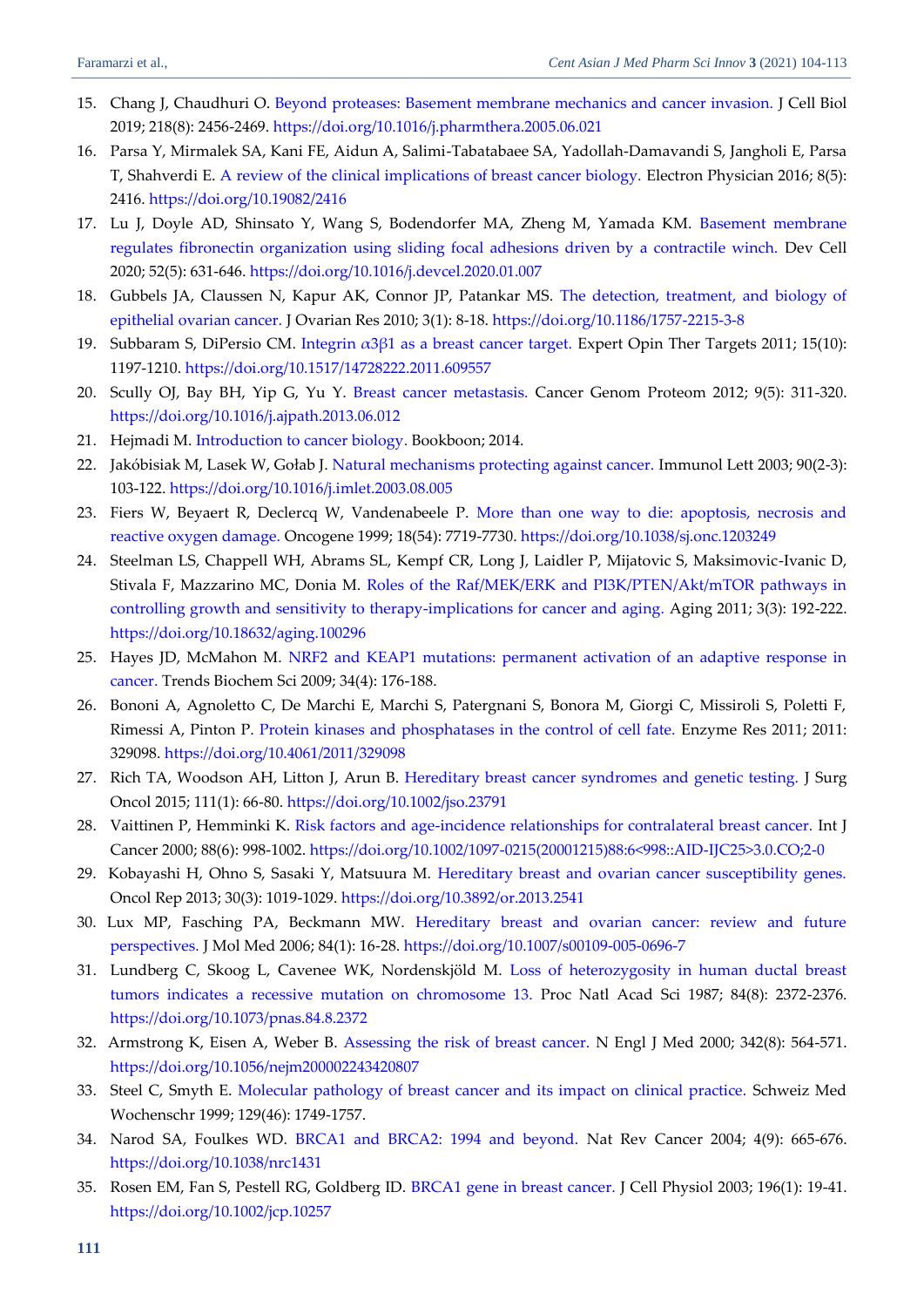15. Chang J, Chaudhuri O. Beyond proteases: Basement membrane mechanics and cancer invasion. J Cell Biol 2019; 218(8): 2456-2469. https://doi.org/10.1016/j.pharmthera.2005.06.021
16. Parsa Y, Mirmalek SA, Kani FE, Aidun A, Salimi-Tabatabaee SA, Yadollah-Damavandi S, Jangholi E, Parsa T, Shahverdi E. A review of the clinical implications of breast cancer biology. Electron Physician 2016; 8(5): 2416. https://doi.org/10.19082/2416
17. Lu J, Doyle AD, Shinsato Y, Wang S, Bodendorfer MA, Zheng M, Yamada KM. Basement membrane regulates fibronectin organization using sliding focal adhesions driven by a contractile winch. Dev Cell 2020; 52(5): 631-646. https://doi.org/10.1016/j.devcel.2020.01.007
18. Gubbels JA, Claussen N, Kapur AK, Connor JP, Patankar MS. The detection, treatment, and biology of epithelial ovarian cancer. J Ovarian Res 2010; 3(1): 8-18. https://doi.org/10.1186/1757-2215-3-8
19. Subbaram S, DiPersio CM. Integrin α3β1 as a breast cancer target. Expert Opin Ther Targets 2011; 15(10): 1197-1210. https://doi.org/10.1517/14728222.2011.609557
20. Scully OJ, Bay BH, Yip G, Yu Y. Breast cancer metastasis. Cancer Genom Proteom 2012; 9(5): 311-320. https://doi.org/10.1016/j.ajpath.2013.06.012
21. Hejmadi M. Introduction to cancer biology. Bookboon; 2014.
22. Jakóbisiak M, Lasek W, Gołab J. Natural mechanisms protecting against cancer. Immunol Lett 2003; 90(2-3): 103-122. https://doi.org/10.1016/j.imlet.2003.08.005
23. Fiers W, Beyaert R, Declercq W, Vandenabeele P. More than one way to die: apoptosis, necrosis and reactive oxygen damage. Oncogene 1999; 18(54): 7719-7730. https://doi.org/10.1038/sj.onc.1203249
24. Steelman LS, Chappell WH, Abrams SL, Kempf CR, Long J, Laidler P, Mijatovic S, Maksimovic-Ivanic D, Stivala F, Mazzarino MC, Donia M. Roles of the Raf/MEK/ERK and PI3K/PTEN/Akt/mTOR pathways in controlling growth and sensitivity to therapy-implications for cancer and aging. Aging 2011; 3(3): 192-222. https://doi.org/10.18632/aging.100296
25. Hayes JD, McMahon M. NRF2 and KEAP1 mutations: permanent activation of an adaptive response in cancer. Trends Biochem Sci 2009; 34(4): 176-188.
26. Bononi A, Agnoletto C, De Marchi E, Marchi S, Patergnani S, Bonora M, Giorgi C, Missiroli S, Poletti F, Rimessi A, Pinton P. Protein kinases and phosphatases in the control of cell fate. Enzyme Res 2011; 2011: 329098. https://doi.org/10.4061/2011/329098
27. Rich TA, Woodson AH, Litton J, Arun B. Hereditary breast cancer syndromes and genetic testing. J Surg Oncol 2015; 111(1): 66-80. https://doi.org/10.1002/jso.23791
28. Vaittinen P, Hemminki K. Risk factors and age-incidence relationships for contralateral breast cancer. Int J Cancer 2000; 88(6): 998-1002. https://doi.org/10.1002/1097-0215(20001215)88:6<998::AID-IJC25>3.0.CO;2-0
29. Kobayashi H, Ohno S, Sasaki Y, Matsuura M. Hereditary breast and ovarian cancer susceptibility genes. Oncol Rep 2013; 30(3): 1019-1029. https://doi.org/10.3892/or.2013.2541
30. Lux MP, Fasching PA, Beckmann MW. Hereditary breast and ovarian cancer: review and future perspectives. J Mol Med 2006; 84(1): 16-28. https://doi.org/10.1007/s00109-005-0696-7
31. Lundberg C, Skoog L, Cavenee WK, Nordenskjöld M. Loss of heterozygosity in human ductal breast tumors indicates a recessive mutation on chromosome 13. Proc Natl Acad Sci 1987; 84(8): 2372-2376. https://doi.org/10.1073/pnas.84.8.2372
32. Armstrong K, Eisen A, Weber B. Assessing the risk of breast cancer. N Engl J Med 2000; 342(8): 564-571. https://doi.org/10.1056/nejm200002243420807
33. Steel C, Smyth E. Molecular pathology of breast cancer and its impact on clinical practice. Schweiz Med Wochenschr 1999; 129(46): 1749-1757.
34. Narod SA, Foulkes WD. BRCA1 and BRCA2: 1994 and beyond. Nat Rev Cancer 2004; 4(9): 665-676. https://doi.org/10.1038/nrc1431
35. Rosen EM, Fan S, Pestell RG, Goldberg ID. BRCA1 gene in breast cancer. J Cell Physiol 2003; 196(1): 19-41. https://doi.org/10.1002/jcp.10257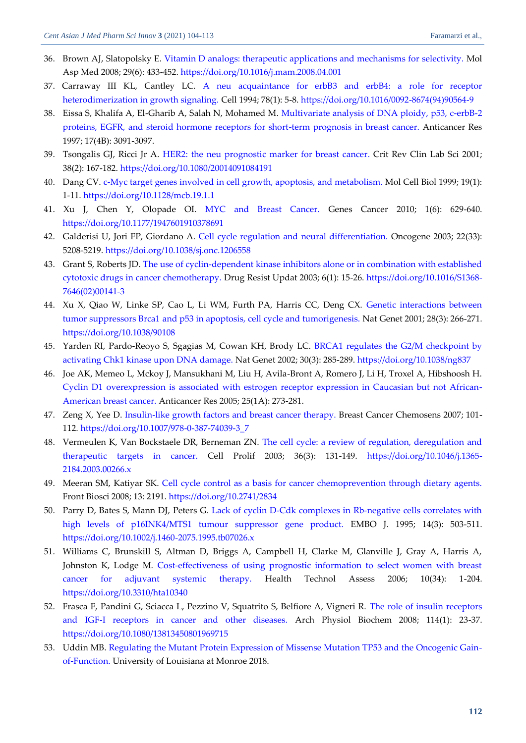36. Brown AJ, Slatopolsky E. Vitamin D analogs: therapeutic applications and mechanisms for selectivity. Mol Asp Med 2008; 29(6): 433-452. https://doi.org/10.1016/j.mam.2008.04.001
37. Carraway III KL, Cantley LC. A neu acquaintance for erbB3 and erbB4: a role for receptor heterodimerization in growth signaling. Cell 1994; 78(1): 5-8. https://doi.org/10.1016/0092-8674(94)90564-9
38. Eissa S, Khalifa A, El-Gharib A, Salah N, Mohamed M. Multivariate analysis of DNA ploidy, p53, c-erbB-2 proteins, EGFR, and steroid hormone receptors for short-term prognosis in breast cancer. Anticancer Res 1997; 17(4B): 3091-3097.
39. Tsongalis GJ, Ricci Jr A. HER2: the neu prognostic marker for breast cancer. Crit Rev Clin Lab Sci 2001; 38(2): 167-182. https://doi.org/10.1080/20014091084191
40. Dang CV. c-Myc target genes involved in cell growth, apoptosis, and metabolism. Mol Cell Biol 1999; 19(1): 1-11. https://doi.org/10.1128/mcb.19.1.1
41. Xu J, Chen Y, Olopade OI. MYC and Breast Cancer. Genes Cancer 2010; 1(6): 629-640. https://doi.org/10.1177/1947601910378691
42. Galderisi U, Jori FP, Giordano A. Cell cycle regulation and neural differentiation. Oncogene 2003; 22(33): 5208-5219. https://doi.org/10.1038/sj.onc.1206558
43. Grant S, Roberts JD. The use of cyclin-dependent kinase inhibitors alone or in combination with established cytotoxic drugs in cancer chemotherapy. Drug Resist Updat 2003; 6(1): 15-26. https://doi.org/10.1016/S1368-7646(02)00141-3
44. Xu X, Qiao W, Linke SP, Cao L, Li WM, Furth PA, Harris CC, Deng CX. Genetic interactions between tumor suppressors Brca1 and p53 in apoptosis, cell cycle and tumorigenesis. Nat Genet 2001; 28(3): 266-271. https://doi.org/10.1038/90108
45. Yarden RI, Pardo-Reoyo S, Sgagias M, Cowan KH, Brody LC. BRCA1 regulates the G2/M checkpoint by activating Chk1 kinase upon DNA damage. Nat Genet 2002; 30(3): 285-289. https://doi.org/10.1038/ng837
46. Joe AK, Memeo L, Mckoy J, Mansukhani M, Liu H, Avila-Bront A, Romero J, Li H, Troxel A, Hibshoosh H. Cyclin D1 overexpression is associated with estrogen receptor expression in Caucasian but not African-American breast cancer. Anticancer Res 2005; 25(1A): 273-281.
47. Zeng X, Yee D. Insulin-like growth factors and breast cancer therapy. Breast Cancer Chemosens 2007; 101-112. https://doi.org/10.1007/978-0-387-74039-3_7
48. Vermeulen K, Van Bockstaele DR, Berneman ZN. The cell cycle: a review of regulation, deregulation and therapeutic targets in cancer. Cell Prolif 2003; 36(3): 131-149. https://doi.org/10.1046/j.1365-2184.2003.00266.x
49. Meeran SM, Katiyar SK. Cell cycle control as a basis for cancer chemoprevention through dietary agents. Front Biosci 2008; 13: 2191. https://doi.org/10.2741/2834
50. Parry D, Bates S, Mann DJ, Peters G. Lack of cyclin D-Cdk complexes in Rb-negative cells correlates with high levels of p16INK4/MTS1 tumour suppressor gene product. EMBO J. 1995; 14(3): 503-511. https://doi.org/10.1002/j.1460-2075.1995.tb07026.x
51. Williams C, Brunskill S, Altman D, Briggs A, Campbell H, Clarke M, Glanville J, Gray A, Harris A, Johnston K, Lodge M. Cost-effectiveness of using prognostic information to select women with breast cancer for adjuvant systemic therapy. Health Technol Assess 2006; 10(34): 1-204. https://doi.org/10.3310/hta10340
52. Frasca F, Pandini G, Sciacca L, Pezzino V, Squatrito S, Belfiore A, Vigneri R. The role of insulin receptors and IGF-I receptors in cancer and other diseases. Arch Physiol Biochem 2008; 114(1): 23-37. https://doi.org/10.1080/13813450801969715
53. Uddin MB. Regulating the Mutant Protein Expression of Missense Mutation TP53 and the Oncogenic Gain-of-Function. University of Louisiana at Monroe 2018.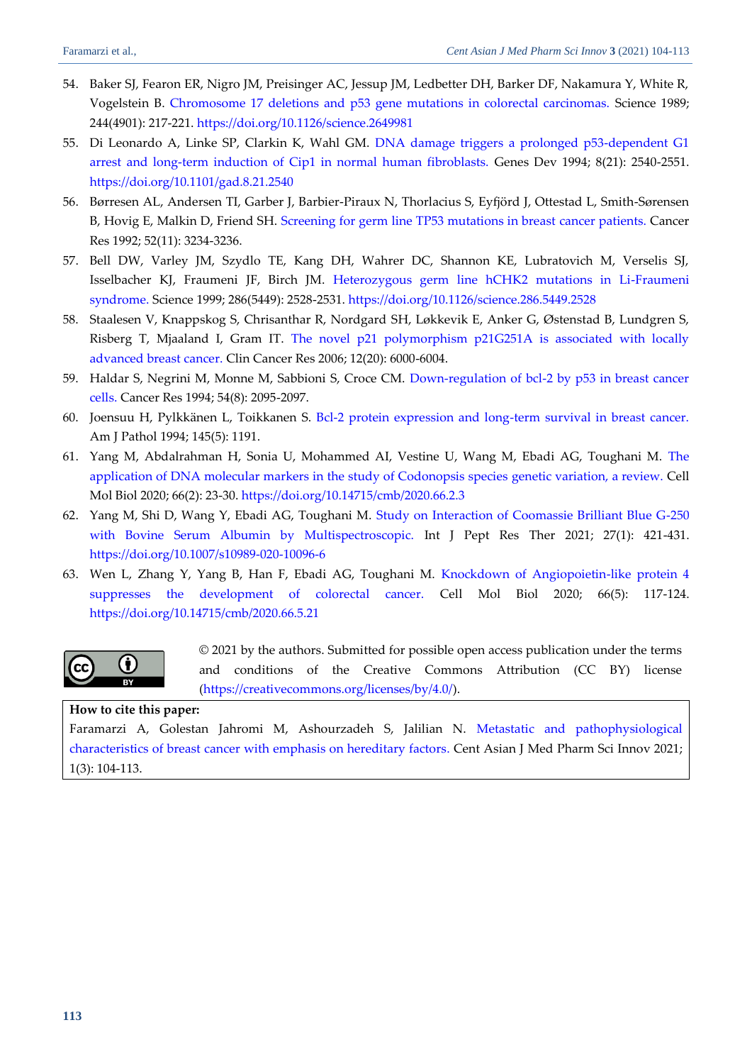54. Baker SJ, Fearon ER, Nigro JM, Preisinger AC, Jessup JM, Ledbetter DH, Barker DF, Nakamura Y, White R, Vogelstein B. Chromosome 17 deletions and p53 gene mutations in colorectal carcinomas. Science 1989; 244(4901): 217-221. https://doi.org/10.1126/science.2649981
55. Di Leonardo A, Linke SP, Clarkin K, Wahl GM. DNA damage triggers a prolonged p53-dependent G1 arrest and long-term induction of Cip1 in normal human fibroblasts. Genes Dev 1994; 8(21): 2540-2551. https://doi.org/10.1101/gad.8.21.2540
56. Børresen AL, Andersen TI, Garber J, Barbier-Piraux N, Thorlacius S, Eyfjörd J, Ottestad L, Smith-Sørensen B, Hovig E, Malkin D, Friend SH. Screening for germ line TP53 mutations in breast cancer patients. Cancer Res 1992; 52(11): 3234-3236.
57. Bell DW, Varley JM, Szydlo TE, Kang DH, Wahrer DC, Shannon KE, Lubratovich M, Verselis SJ, Isselbacher KJ, Fraumeni JF, Birch JM. Heterozygous germ line hCHK2 mutations in Li-Fraumeni syndrome. Science 1999; 286(5449): 2528-2531. https://doi.org/10.1126/science.286.5449.2528
58. Staalesen V, Knappskog S, Chrisanthar R, Nordgard SH, Løkkevik E, Anker G, Østenstad B, Lundgren S, Risberg T, Mjaaland I, Gram IT. The novel p21 polymorphism p21G251A is associated with locally advanced breast cancer. Clin Cancer Res 2006; 12(20): 6000-6004.
59. Haldar S, Negrini M, Monne M, Sabbioni S, Croce CM. Down-regulation of bcl-2 by p53 in breast cancer cells. Cancer Res 1994; 54(8): 2095-2097.
60. Joensuu H, Pylkkänen L, Toikkanen S. Bcl-2 protein expression and long-term survival in breast cancer. Am J Pathol 1994; 145(5): 1191.
61. Yang M, Abdalrahman H, Sonia U, Mohammed AI, Vestine U, Wang M, Ebadi AG, Toughani M. The application of DNA molecular markers in the study of Codonopsis species genetic variation, a review. Cell Mol Biol 2020; 66(2): 23-30. https://doi.org/10.14715/cmb/2020.66.2.3
62. Yang M, Shi D, Wang Y, Ebadi AG, Toughani M. Study on Interaction of Coomassie Brilliant Blue G-250 with Bovine Serum Albumin by Multispectroscopic. Int J Pept Res Ther 2021; 27(1): 421-431. https://doi.org/10.1007/s10989-020-10096-6
63. Wen L, Zhang Y, Yang B, Han F, Ebadi AG, Toughani M. Knockdown of Angiopoietin-like protein 4 suppresses the development of colorectal cancer. Cell Mol Biol 2020; 66(5): 117-124. https://doi.org/10.14715/cmb/2020.66.5.21

© 2021 by the authors. Submitted for possible open access publication under the terms and conditions of the Creative Commons Attribution (CC BY) license (https://creativecommons.org/licenses/by/4.0/).

**How to cite this paper:**
Faramarzi A, Golestan Jahromi M, Ashourzadeh S, Jalilian N. Metastatic and pathophysiological characteristics of breast cancer with emphasis on hereditary factors. Cent Asian J Med Pharm Sci Innov 2021; 1(3): 104-113.